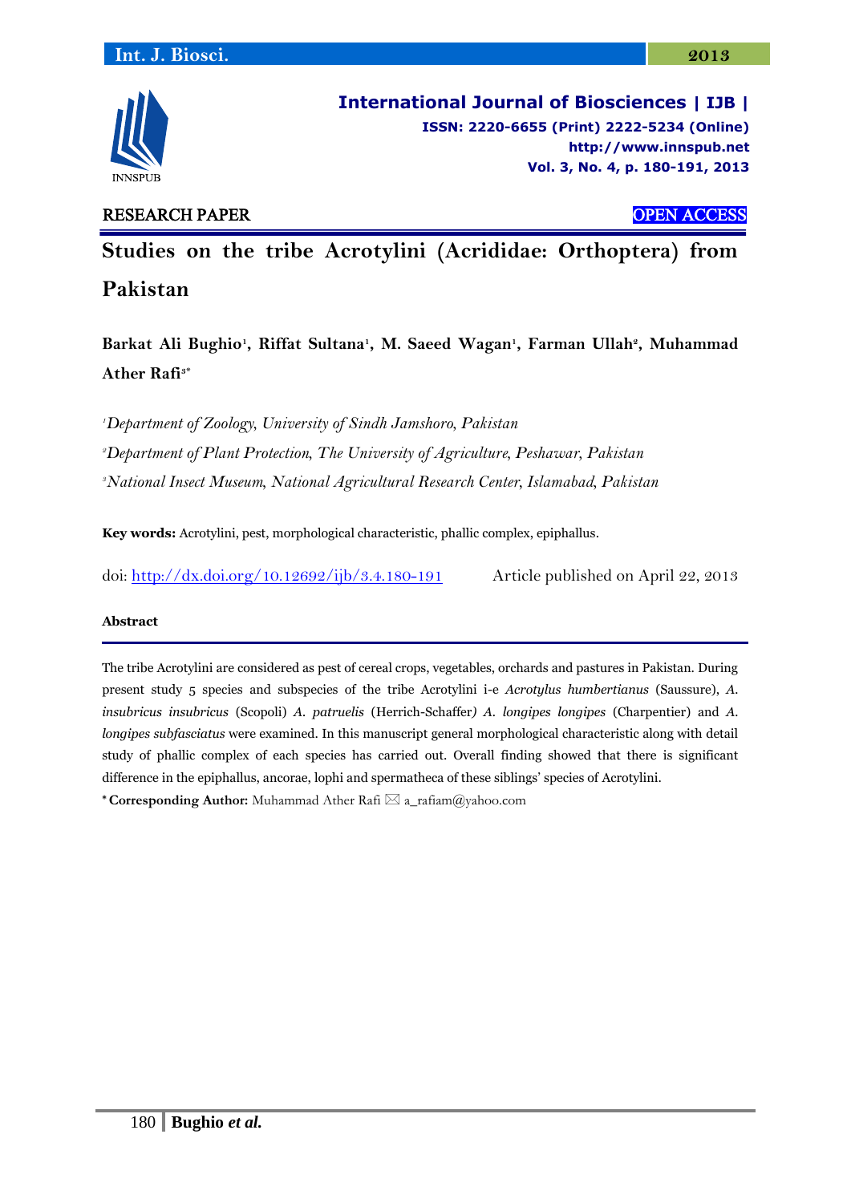RESEARCH PAPER | OPEN ACCESS

# Studies on the tribe Acrotylini (Acrididae: Orthoptera) from Pakistan

**Barkat Ali Bughio[1], Riffat Sultana[1], M. Saeed Wagan[1], Farman Ullah[2], Muhammad Ather Rafi[3*]**

[1]*Department of Zoology, University of Sindh Jamshoro, Pakistan*

[2]*Department of Plant Protection, The University of Agriculture, Peshawar, Pakistan*

[3]*National Insect Museum, National Agricultural Research Center, Islamabad, Pakistan*

**Key words:** Acrotylini, pest, morphological characteristic, phallic complex, epiphallus.

doi: http://dx.doi.org/10.12692/ijb/3.4.180-191 Article published on April 22, 2013

### Abstract

The tribe Acrotylini are considered as pest of cereal crops, vegetables, orchards and pastures in Pakistan. During present study 5 species and subspecies of the tribe Acrotylini i-e *Acrotylus humbertianus* (Saussure), *A. insubricus insubricus* (Scopoli) *A. patruelis* (Herrich-Schaffer*)* *A. longipes longipes* (Charpentier) and *A. longipes subfasciatus* were examined. In this manuscript general morphological characteristic along with detail study of phallic complex of each species has carried out. Overall finding showed that there is significant difference in the epiphallus, ancorae, lophi and spermatheca of these siblings' species of Acrotylini.

**\* Corresponding Author:** Muhammad Ather Rafi ✉ a_rafiam@yahoo.com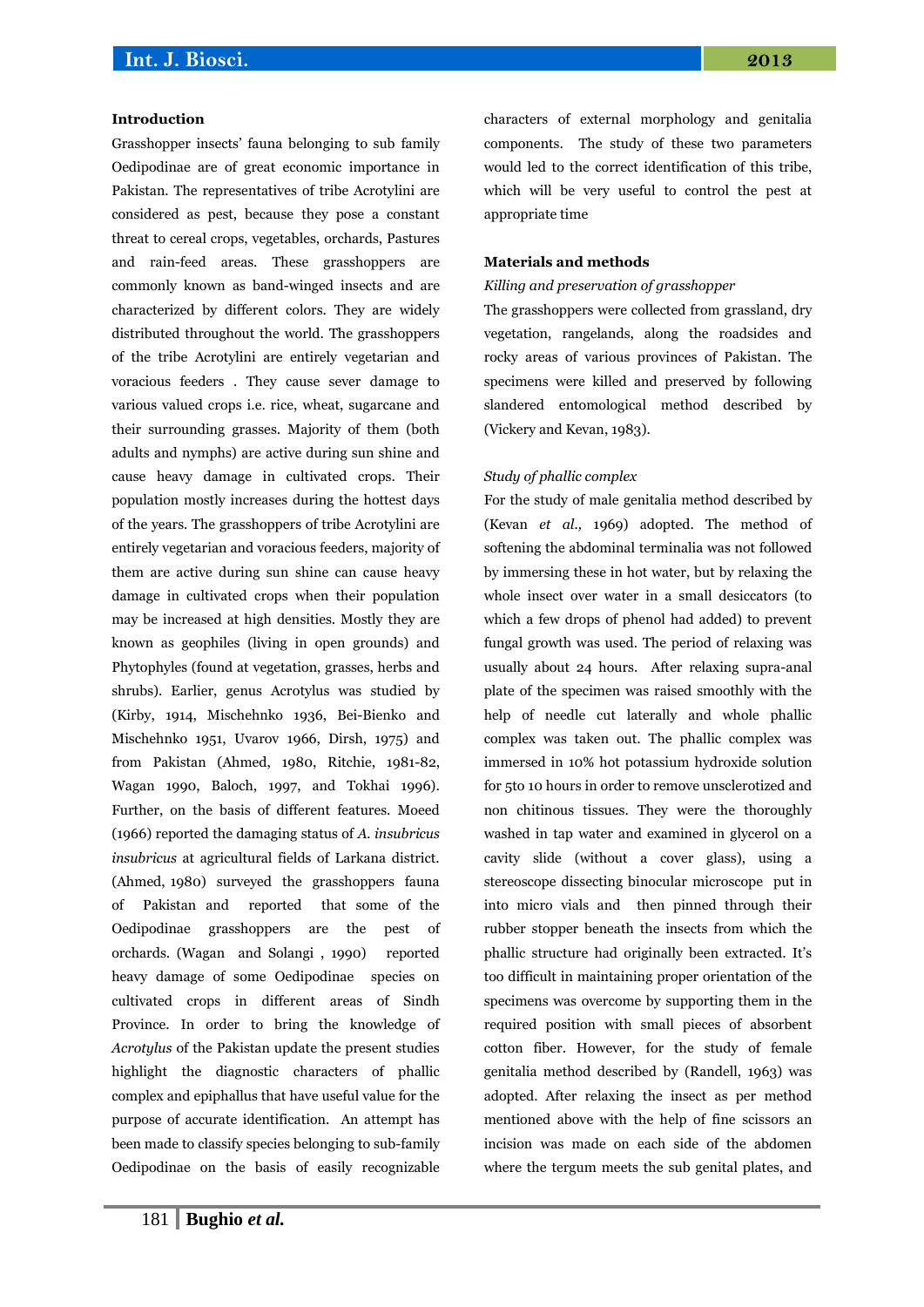## Introduction

Grasshopper insects' fauna belonging to sub family Oedipodinae are of great economic importance in Pakistan. The representatives of tribe Acrotylini are considered as pest, because they pose a constant threat to cereal crops, vegetables, orchards, Pastures and rain-feed areas. These grasshoppers are commonly known as band-winged insects and are characterized by different colors. They are widely distributed throughout the world. The grasshoppers of the tribe Acrotylini are entirely vegetarian and voracious feeders . They cause sever damage to various valued crops i.e. rice, wheat, sugarcane and their surrounding grasses. Majority of them (both adults and nymphs) are active during sun shine and cause heavy damage in cultivated crops. Their population mostly increases during the hottest days of the years. The grasshoppers of tribe Acrotylini are entirely vegetarian and voracious feeders, majority of them are active during sun shine can cause heavy damage in cultivated crops when their population may be increased at high densities. Mostly they are known as geophiles (living in open grounds) and Phytophyles (found at vegetation, grasses, herbs and shrubs). Earlier, genus Acrotylus was studied by (Kirby, 1914, Mischehnko 1936, Bei-Bienko and Mischehnko 1951, Uvarov 1966, Dirsh, 1975) and from Pakistan (Ahmed, 1980, Ritchie, 1981-82, Wagan 1990, Baloch, 1997, and Tokhai 1996). Further, on the basis of different features. Moeed (1966) reported the damaging status of *A. insubricus insubricus* at agricultural fields of Larkana district. (Ahmed, 1980) surveyed the grasshoppers fauna of Pakistan and reported that some of the Oedipodinae grasshoppers are the pest of orchards. (Wagan and Solangi , 1990) reported heavy damage of some Oedipodinae species on cultivated crops in different areas of Sindh Province. In order to bring the knowledge of *Acrotylus* of the Pakistan update the present studies highlight the diagnostic characters of phallic complex and epiphallus that have useful value for the purpose of accurate identification. An attempt has been made to classify species belonging to sub-family Oedipodinae on the basis of easily recognizable characters of external morphology and genitalia components. The study of these two parameters would led to the correct identification of this tribe, which will be very useful to control the pest at appropriate time

## Materials and methods

*Killing and preservation of grasshopper*

The grasshoppers were collected from grassland, dry vegetation, rangelands, along the roadsides and rocky areas of various provinces of Pakistan. The specimens were killed and preserved by following slandered entomological method described by (Vickery and Kevan, 1983).

*Study of phallic complex*

For the study of male genitalia method described by (Kevan *et al.,* 1969) adopted. The method of softening the abdominal terminalia was not followed by immersing these in hot water, but by relaxing the whole insect over water in a small desiccators (to which a few drops of phenol had added) to prevent fungal growth was used. The period of relaxing was usually about 24 hours. After relaxing supra-anal plate of the specimen was raised smoothly with the help of needle cut laterally and whole phallic complex was taken out. The phallic complex was immersed in 10% hot potassium hydroxide solution for 5to 10 hours in order to remove unsclerotized and non chitinous tissues. They were the thoroughly washed in tap water and examined in glycerol on a cavity slide (without a cover glass), using a stereoscope dissecting binocular microscope put in into micro vials and then pinned through their rubber stopper beneath the insects from which the phallic structure had originally been extracted. It's too difficult in maintaining proper orientation of the specimens was overcome by supporting them in the required position with small pieces of absorbent cotton fiber. However, for the study of female genitalia method described by (Randell, 1963) was adopted. After relaxing the insect as per method mentioned above with the help of fine scissors an incision was made on each side of the abdomen where the tergum meets the sub genital plates, and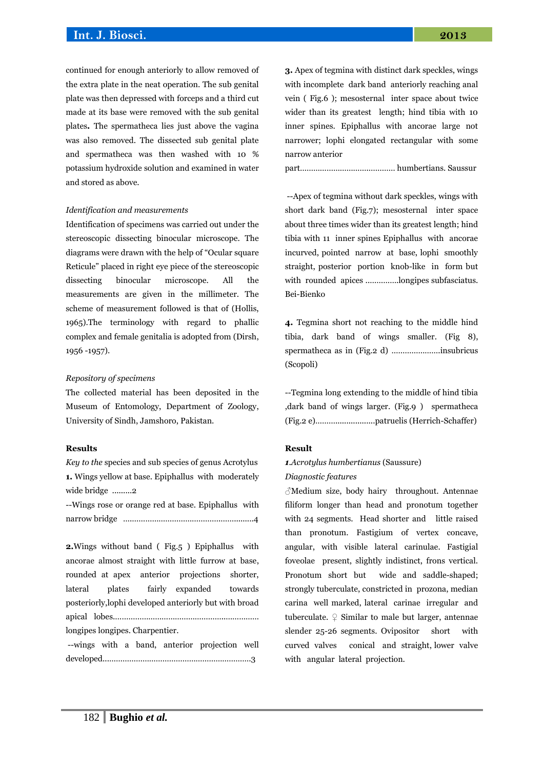continued for enough anteriorly to allow removed of the extra plate in the neat operation. The sub genital plate was then depressed with forceps and a third cut made at its base were removed with the sub genital plates**.** The spermatheca lies just above the vagina was also removed. The dissected sub genital plate and spermatheca was then washed with 10 % potassium hydroxide solution and examined in water and stored as above.

*Identification and measurements*

Identification of specimens was carried out under the stereoscopic dissecting binocular microscope. The diagrams were drawn with the help of "Ocular square Reticule" placed in right eye piece of the stereoscopic dissecting binocular microscope. All the measurements are given in the millimeter. The scheme of measurement followed is that of (Hollis, 1965).The terminology with regard to phallic complex and female genitalia is adopted from (Dirsh, 1956 -1957).

*Repository of specimens*

The collected material has been deposited in the Museum of Entomology, Department of Zoology, University of Sindh, Jamshoro, Pakistan.

## Results

*Key to the* species and sub species of genus Acrotylus

**1.** Wings yellow at base. Epiphallus with moderately wide bridge .........2

--Wings rose or orange red at base. Epiphallus with narrow bridge ..........................................................4

**2.**Wings without band ( Fig.5 ) Epiphallus with ancorae almost straight with little furrow at base, rounded at apex anterior projections shorter, lateral plates fairly expanded towards posteriorly,lophi developed anteriorly but with broad apical lobes................................................................ longipes longipes. Charpentier.

--wings with a band, anterior projection well developed..................................................................3

**3.** Apex of tegmina with distinct dark speckles, wings with incomplete dark band anteriorly reaching anal vein ( Fig.6 ); mesosternal inter space about twice wider than its greatest length; hind tibia with 10 inner spines. Epiphallus with ancorae large not narrower; lophi elongated rectangular with some narrow anterior part.......................................... humbertians. Saussur

--Apex of tegmina without dark speckles, wings with short dark band (Fig.7); mesosternal inter space about three times wider than its greatest length; hind tibia with 11 inner spines Epiphallus with ancorae incurved, pointed narrow at base, lophi smoothly straight, posterior portion knob-like in form but with rounded apices ..............longipes subfasciatus. Bei-Bienko

**4.** Tegmina short not reaching to the middle hind tibia, dark band of wings smaller. (Fig 8), spermatheca as in (Fig.2 d) .....................insubricus (Scopoli)

--Tegmina long extending to the middle of hind tibia ,dark band of wings larger. (Fig.9 ) spermatheca (Fig.2 e)..........................patruelis (Herrich-Schaffer)

## Result

***1****.Acrotylus humbertianus* (Saussure)

*Diagnostic features*

♂Medium size, body hairy throughout. Antennae filiform longer than head and pronotum together with 24 segments. Head shorter and little raised than pronotum. Fastigium of vertex concave, angular, with visible lateral carinulae. Fastigial foveolae present, slightly indistinct, frons vertical. Pronotum short but wide and saddle-shaped; strongly tuberculate, constricted in prozona, median carina well marked, lateral carinae irregular and tuberculate. ♀ Similar to male but larger, antennae slender 25-26 segments. Ovipositor short with curved valves conical and straight, lower valve with angular lateral projection.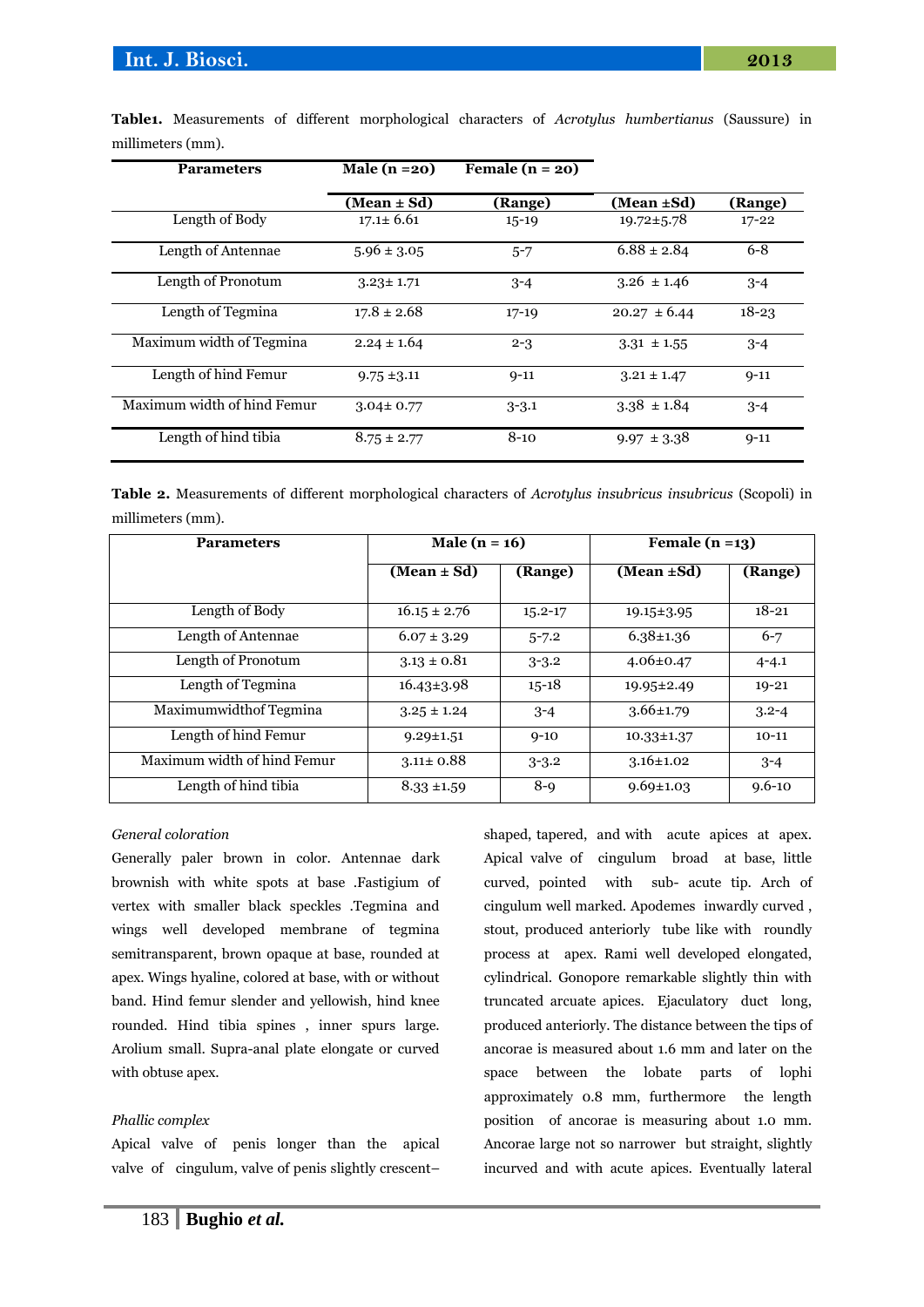**Table1.** Measurements of different morphological characters of *Acrotylus humbertianus* (Saussure) in millimeters (mm).

| Parameters | Male (n =20) | | Female (n = 20) | |
|---|---|---|---|---|
| | (Mean ± Sd) | (Range) | (Mean ±Sd) | (Range) |
| Length of Body | 17.1± 6.61 | 15-19 | 19.72±5.78 | 17-22 |
| Length of Antennae | 5.96 ± 3.05 | 5-7 | 6.88 ± 2.84 | 6-8 |
| Length of Pronotum | 3.23± 1.71 | 3-4 | 3.26 ± 1.46 | 3-4 |
| Length of Tegmina | 17.8 ± 2.68 | 17-19 | 20.27 ± 6.44 | 18-23 |
| Maximum width of Tegmina | 2.24 ± 1.64 | 2-3 | 3.31 ± 1.55 | 3-4 |
| Length of hind Femur | 9.75 ±3.11 | 9-11 | 3.21 ± 1.47 | 9-11 |
| Maximum width of hind Femur | 3.04± 0.77 | 3-3.1 | 3.38 ± 1.84 | 3-4 |
| Length of hind tibia | 8.75 ± 2.77 | 8-10 | 9.97 ± 3.38 | 9-11 |

**Table 2.** Measurements of different morphological characters of *Acrotylus insubricus insubricus* (Scopoli) in millimeters (mm).

| Parameters | Male (n = 16) | | Female (n =13) | |
|---|---|---|---|---|
| | (Mean ± Sd) | (Range) | (Mean ±Sd) | (Range) |
| Length of Body | 16.15 ± 2.76 | 15.2-17 | 19.15±3.95 | 18-21 |
| Length of Antennae | 6.07 ± 3.29 | 5-7.2 | 6.38±1.36 | 6-7 |
| Length of Pronotum | 3.13 ± 0.81 | 3-3.2 | 4.06±0.47 | 4-4.1 |
| Length of Tegmina | 16.43±3.98 | 15-18 | 19.95±2.49 | 19-21 |
| Maximumwidthof Tegmina | 3.25 ± 1.24 | 3-4 | 3.66±1.79 | 3.2-4 |
| Length of hind Femur | 9.29±1.51 | 9-10 | 10.33±1.37 | 10-11 |
| Maximum width of hind Femur | 3.11± 0.88 | 3-3.2 | 3.16±1.02 | 3-4 |
| Length of hind tibia | 8.33 ±1.59 | 8-9 | 9.69±1.03 | 9.6-10 |

*General coloration*

Generally paler brown in color. Antennae dark brownish with white spots at base .Fastigium of vertex with smaller black speckles .Tegmina and wings well developed membrane of tegmina semitransparent, brown opaque at base, rounded at apex. Wings hyaline, colored at base, with or without band. Hind femur slender and yellowish, hind knee rounded. Hind tibia spines , inner spurs large. Arolium small. Supra-anal plate elongate or curved with obtuse apex.

*Phallic complex*

Apical valve of penis longer than the apical valve of cingulum, valve of penis slightly crescent–shaped, tapered, and with acute apices at apex. Apical valve of cingulum broad at base, little curved, pointed with sub- acute tip. Arch of cingulum well marked. Apodemes inwardly curved , stout, produced anteriorly tube like with roundly process at apex. Rami well developed elongated, cylindrical. Gonopore remarkable slightly thin with truncated arcuate apices. Ejaculatory duct long, produced anteriorly. The distance between the tips of ancorae is measured about 1.6 mm and later on the space between the lobate parts of lophi approximately 0.8 mm, furthermore the length position of ancorae is measuring about 1.0 mm. Ancorae large not so narrower but straight, slightly incurved and with acute apices. Eventually lateral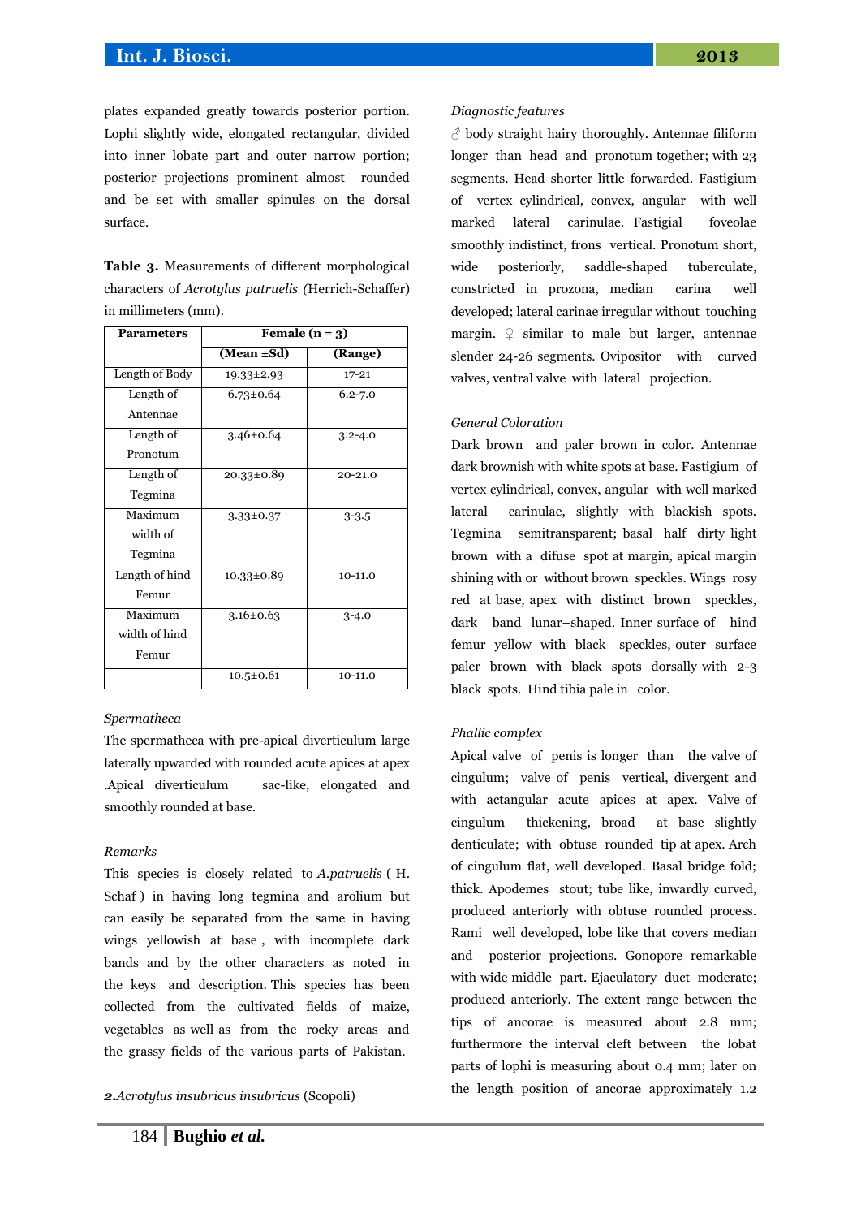plates expanded greatly towards posterior portion. Lophi slightly wide, elongated rectangular, divided into inner lobate part and outer narrow portion; posterior projections prominent almost rounded and be set with smaller spinules on the dorsal surface.

**Table 3.** Measurements of different morphological characters of *Acrotylus patruelis (*Herrich-Schaffer) in millimeters (mm).

| Parameters | Female (n = 3) | |
|---|---|---|
| | **(Mean ±Sd)** | **(Range)** |
| Length of Body | 19.33±2.93 | 17-21 |
| Length of Antennae | 6.73±0.64 | 6.2-7.0 |
| Length of Pronotum | 3.46±0.64 | 3.2-4.0 |
| Length of Tegmina | 20.33±0.89 | 20-21.0 |
| Maximum width of Tegmina | 3.33±0.37 | 3-3.5 |
| Length of hind Femur | 10.33±0.89 | 10-11.0 |
| Maximum width of hind Femur | 3.16±0.63 | 3-4.0 |
| | 10.5±0.61 | 10-11.0 |

*Spermatheca*

The spermatheca with pre-apical diverticulum large laterally upwarded with rounded acute apices at apex .Apical diverticulum sac-like, elongated and smoothly rounded at base.

*Remarks*

This species is closely related to *A.patruelis* ( H. Schaf ) in having long tegmina and arolium but can easily be separated from the same in having wings yellowish at base , with incomplete dark bands and by the other characters as noted in the keys and description. This species has been collected from the cultivated fields of maize, vegetables as well as from the rocky areas and the grassy fields of the various parts of Pakistan.

**2.***Acrotylus insubricus insubricus* (Scopoli)

*Diagnostic features*

♂ body straight hairy thoroughly. Antennae filiform longer than head and pronotum together; with 23 segments. Head shorter little forwarded. Fastigium of vertex cylindrical, convex, angular with well marked lateral carinulae. Fastigial foveolae smoothly indistinct, frons vertical. Pronotum short, wide posteriorly, saddle-shaped tuberculate, constricted in prozona, median carina well developed; lateral carinae irregular without touching margin. ♀ similar to male but larger, antennae slender 24-26 segments. Ovipositor with curved valves, ventral valve with lateral projection.

*General Coloration*

Dark brown and paler brown in color. Antennae dark brownish with white spots at base. Fastigium of vertex cylindrical, convex, angular with well marked lateral carinulae, slightly with blackish spots. Tegmina semitransparent; basal half dirty light brown with a difuse spot at margin, apical margin shining with or without brown speckles. Wings rosy red at base, apex with distinct brown speckles, dark band lunar–shaped. Inner surface of hind femur yellow with black speckles, outer surface paler brown with black spots dorsally with 2-3 black spots. Hind tibia pale in color.

*Phallic complex*

Apical valve of penis is longer than the valve of cingulum; valve of penis vertical, divergent and with actangular acute apices at apex. Valve of cingulum thickening, broad at base slightly denticulate; with obtuse rounded tip at apex. Arch of cingulum flat, well developed. Basal bridge fold; thick. Apodemes stout; tube like, inwardly curved, produced anteriorly with obtuse rounded process. Rami well developed, lobe like that covers median and posterior projections. Gonopore remarkable with wide middle part. Ejaculatory duct moderate; produced anteriorly. The extent range between the tips of ancorae is measured about 2.8 mm; furthermore the interval cleft between the lobat parts of lophi is measuring about 0.4 mm; later on the length position of ancorae approximately 1.2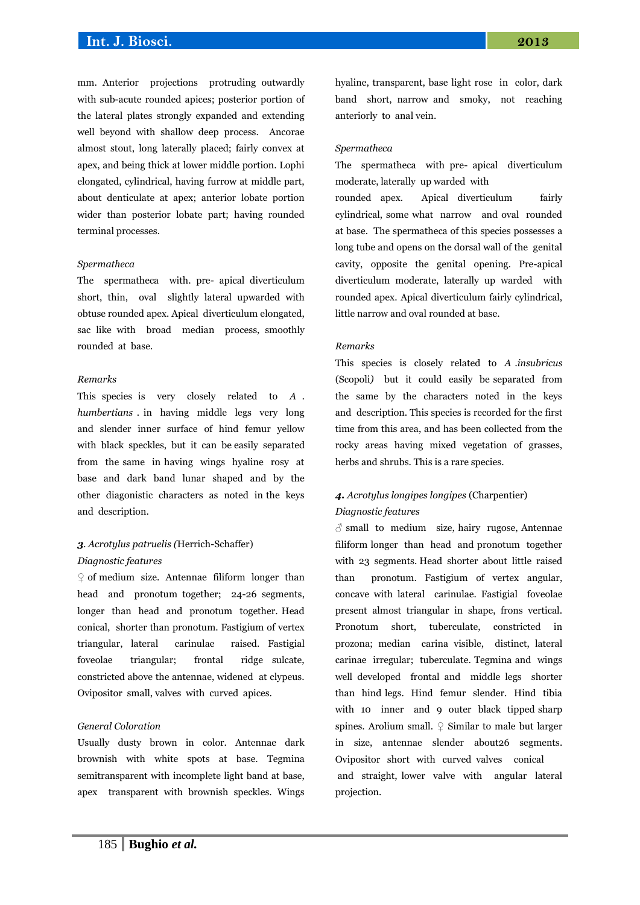mm. Anterior projections protruding outwardly with sub-acute rounded apices; posterior portion of the lateral plates strongly expanded and extending well beyond with shallow deep process. Ancorae almost stout, long laterally placed; fairly convex at apex, and being thick at lower middle portion. Lophi elongated, cylindrical, having furrow at middle part, about denticulate at apex; anterior lobate portion wider than posterior lobate part; having rounded terminal processes.

*Spermatheca*

The spermatheca with. pre- apical diverticulum short, thin, oval slightly lateral upwarded with obtuse rounded apex. Apical diverticulum elongated, sac like with broad median process, smoothly rounded at base.

*Remarks*

This species is very closely related to *A . humbertians* . in having middle legs very long and slender inner surface of hind femur yellow with black speckles, but it can be easily separated from the same in having wings hyaline rosy at base and dark band lunar shaped and by the other diagonitic characters as noted in the keys and description.

***3****. Acrotylus patruelis (*Herrich-Schaffer)

*Diagnostic features*

♀ of medium size. Antennae filiform longer than head and pronotum together; 24-26 segments, longer than head and pronotum together. Head conical, shorter than pronotum. Fastigium of vertex triangular, lateral carinulae raised. Fastigial foveolae triangular; frontal ridge sulcate, constricted above the antennae, widened at clypeus. Ovipositor small, valves with curved apices.

*General Coloration*

Usually dusty brown in color. Antennae dark brownish with white spots at base. Tegmina semitransparent with incomplete light band at base, apex transparent with brownish speckles. Wings hyaline, transparent, base light rose in color, dark band short, narrow and smoky, not reaching anteriorly to anal vein.

*Spermatheca*

The spermatheca with pre- apical diverticulum moderate, laterally up warded with rounded apex. Apical diverticulum fairly cylindrical, some what narrow and oval rounded at base. The spermatheca of this species possesses a long tube and opens on the dorsal wall of the genital cavity, opposite the genital opening. Pre-apical diverticulum moderate, laterally up warded with rounded apex. Apical diverticulum fairly cylindrical, little narrow and oval rounded at base.

*Remarks*

This species is closely related to *A .insubricus* (Scopoli*)* but it could easily be separated from the same by the characters noted in the keys and description. This species is recorded for the first time from this area, and has been collected from the rocky areas having mixed vegetation of grasses, herbs and shrubs. This is a rare species.

***4****. Acrotylus longipes longipes* (Charpentier)

*Diagnostic features*

♂ small to medium size, hairy rugose, Antennae filiform longer than head and pronotum together with 23 segments. Head shorter about little raised than pronotum. Fastigium of vertex angular, concave with lateral carinulae. Fastigial foveolae present almost triangular in shape, frons vertical. Pronotum short, tuberculate, constricted in prozona; median carina visible, distinct, lateral carinae irregular; tuberculate. Tegmina and wings well developed frontal and middle legs shorter than hind legs. Hind femur slender. Hind tibia with 10 inner and 9 outer black tipped sharp spines. Arolium small. ♀ Similar to male but larger in size, antennae slender about26 segments. Ovipositor short with curved valves conical and straight, lower valve with angular lateral projection.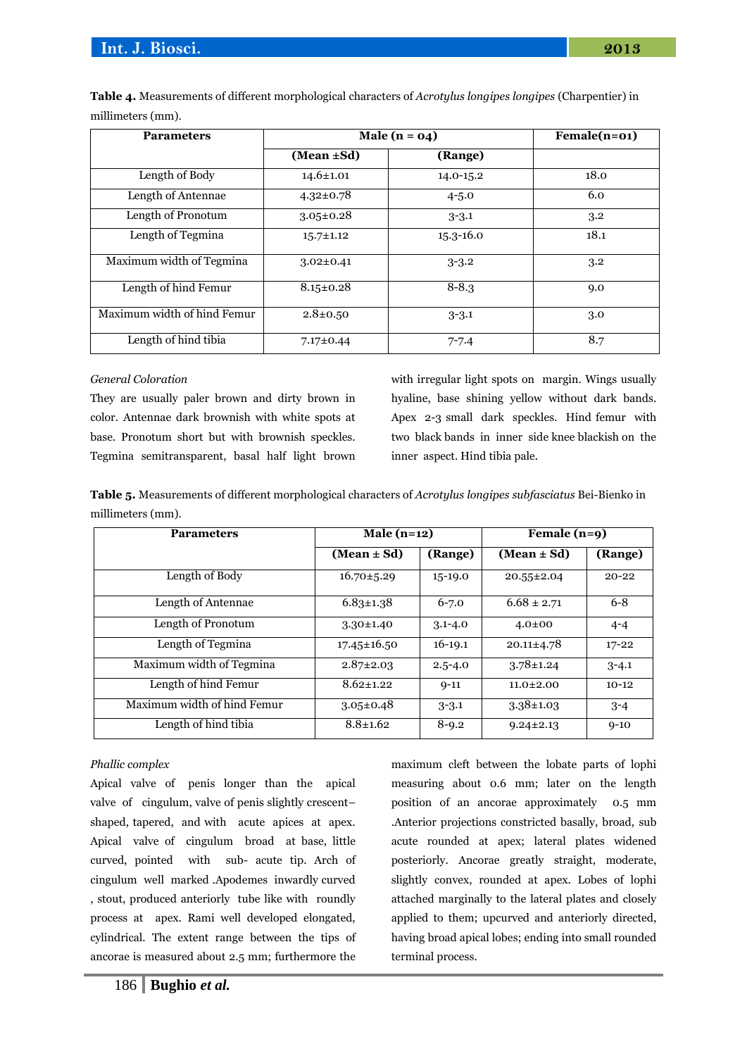**Table 4.** Measurements of different morphological characters of *Acrotylus longipes longipes* (Charpentier) in millimeters (mm).

| Parameters | Male (n = 04) | | Female(n=01) |
|---|---|---|---|
| | (Mean ±Sd) | (Range) | |
| Length of Body | 14.6±1.01 | 14.0-15.2 | 18.0 |
| Length of Antennae | 4.32±0.78 | 4-5.0 | 6.0 |
| Length of Pronotum | 3.05±0.28 | 3-3.1 | 3.2 |
| Length of Tegmina | 15.7±1.12 | 15.3-16.0 | 18.1 |
| Maximum width of Tegmina | 3.02±0.41 | 3-3.2 | 3.2 |
| Length of hind Femur | 8.15±0.28 | 8-8.3 | 9.0 |
| Maximum width of hind Femur | 2.8±0.50 | 3-3.1 | 3.0 |
| Length of hind tibia | 7.17±0.44 | 7-7.4 | 8.7 |

*General Coloration*

They are usually paler brown and dirty brown in color. Antennae dark brownish with white spots at base. Pronotum short but with brownish speckles. Tegmina semitransparent, basal half light brown with irregular light spots on margin. Wings usually hyaline, base shining yellow without dark bands. Apex 2-3 small dark speckles. Hind femur with two black bands in inner side knee blackish on the inner aspect. Hind tibia pale.

**Table 5.** Measurements of different morphological characters of *Acrotylus longipes subfasciatus* Bei-Bienko in millimeters (mm).

| Parameters | Male (n=12) | | Female (n=9) | |
|---|---|---|---|---|
| | (Mean ± Sd) | (Range) | (Mean ± Sd) | (Range) |
| Length of Body | 16.70±5.29 | 15-19.0 | 20.55±2.04 | 20-22 |
| Length of Antennae | 6.83±1.38 | 6-7.0 | 6.68 ± 2.71 | 6-8 |
| Length of Pronotum | 3.30±1.40 | 3.1-4.0 | 4.0±00 | 4-4 |
| Length of Tegmina | 17.45±16.50 | 16-19.1 | 20.11±4.78 | 17-22 |
| Maximum width of Tegmina | 2.87±2.03 | 2.5-4.0 | 3.78±1.24 | 3-4.1 |
| Length of hind Femur | 8.62±1.22 | 9-11 | 11.0±2.00 | 10-12 |
| Maximum width of hind Femur | 3.05±0.48 | 3-3.1 | 3.38±1.03 | 3-4 |
| Length of hind tibia | 8.8±1.62 | 8-9.2 | 9.24±2.13 | 9-10 |

*Phallic complex*

Apical valve of penis longer than the apical valve of cingulum, valve of penis slightly crescent–shaped, tapered, and with acute apices at apex. Apical valve of cingulum broad at base, little curved, pointed with sub- acute tip. Arch of cingulum well marked .Apodemes inwardly curved , stout, produced anteriorly tube like with roundly process at apex. Rami well developed elongated, cylindrical. The extent range between the tips of ancorae is measured about 2.5 mm; furthermore the maximum cleft between the lobate parts of lophi measuring about 0.6 mm; later on the length position of an ancorae approximately 0.5 mm .Anterior projections constricted basally, broad, sub acute rounded at apex; lateral plates widened posteriorly. Ancorae greatly straight, moderate, slightly convex, rounded at apex. Lobes of lophi attached marginally to the lateral plates and closely applied to them; upcurved and anteriorly directed, having broad apical lobes; ending into small rounded terminal process.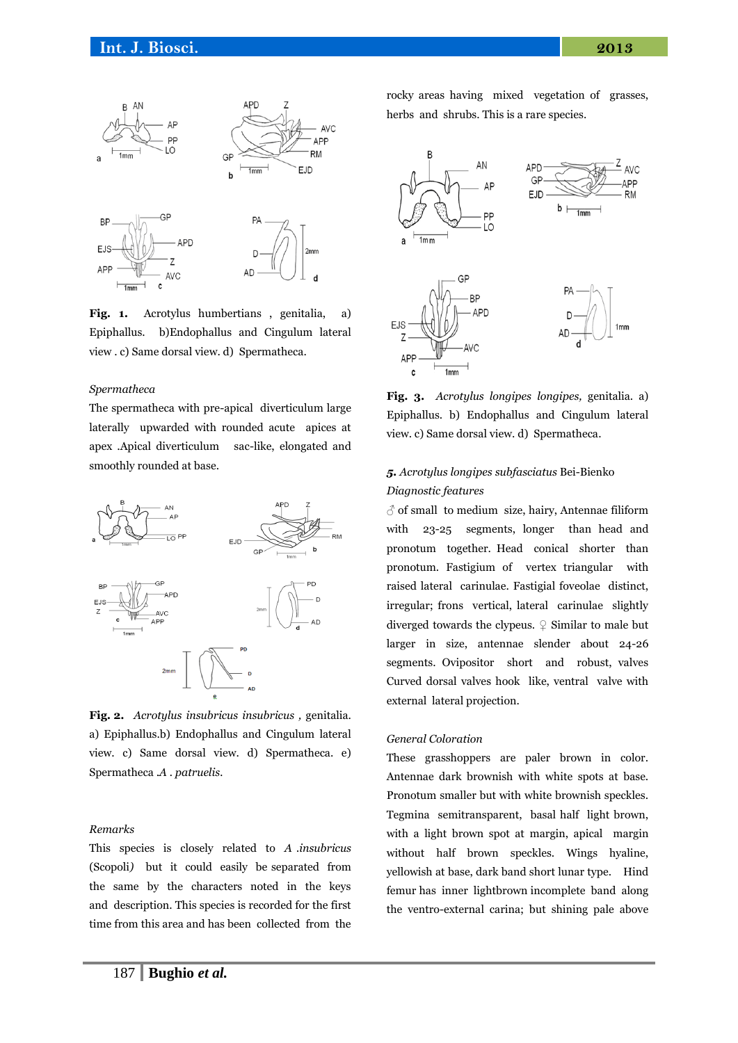**Fig. 1.** Acrotylus humbertians , genitalia, a) Epiphallus. b)Endophallus and Cingulum lateral view . c) Same dorsal view. d) Spermatheca.

*Spermatheca*

The spermatheca with pre-apical diverticulum large laterally upwarded with rounded acute apices at apex .Apical diverticulum sac-like, elongated and smoothly rounded at base.

**Fig. 2.** *Acrotylus insubricus insubricus* , genitalia. a) Epiphallus.b) Endophallus and Cingulum lateral view. c) Same dorsal view. d) Spermatheca. e) Spermatheca *.A . patruelis*.

*Remarks*

This species is closely related to *A .insubricus* (Scopoli*)* but it could easily be separated from the same by the characters noted in the keys and description. This species is recorded for the first time from this area and has been collected from the rocky areas having mixed vegetation of grasses, herbs and shrubs. This is a rare species.

**Fig. 3.** *Acrotylus longipes longipes,* genitalia. a) Epiphallus. b) Endophallus and Cingulum lateral view. c) Same dorsal view. d) Spermatheca.

**5.** *Acrotylus longipes subfasciatus* Bei-Bienko

*Diagnostic features*

♂ of small to medium size, hairy, Antennae filiform with 23-25 segments, longer than head and pronotum together. Head conical shorter than pronotum. Fastigium of vertex triangular with raised lateral carinulae. Fastigial foveolae distinct, irregular; frons vertical, lateral carinulae slightly diverged towards the clypeus. ♀ Similar to male but larger in size, antennae slender about 24-26 segments. Ovipositor short and robust, valves Curved dorsal valves hook like, ventral valve with external lateral projection.

*General Coloration*

These grasshoppers are paler brown in color. Antennae dark brownish with white spots at base. Pronotum smaller but with white brownish speckles. Tegmina semitransparent, basal half light brown, with a light brown spot at margin, apical margin without half brown speckles. Wings hyaline, yellowish at base, dark band short lunar type. Hind femur has inner lightbrown incomplete band along the ventro-external carina; but shining pale above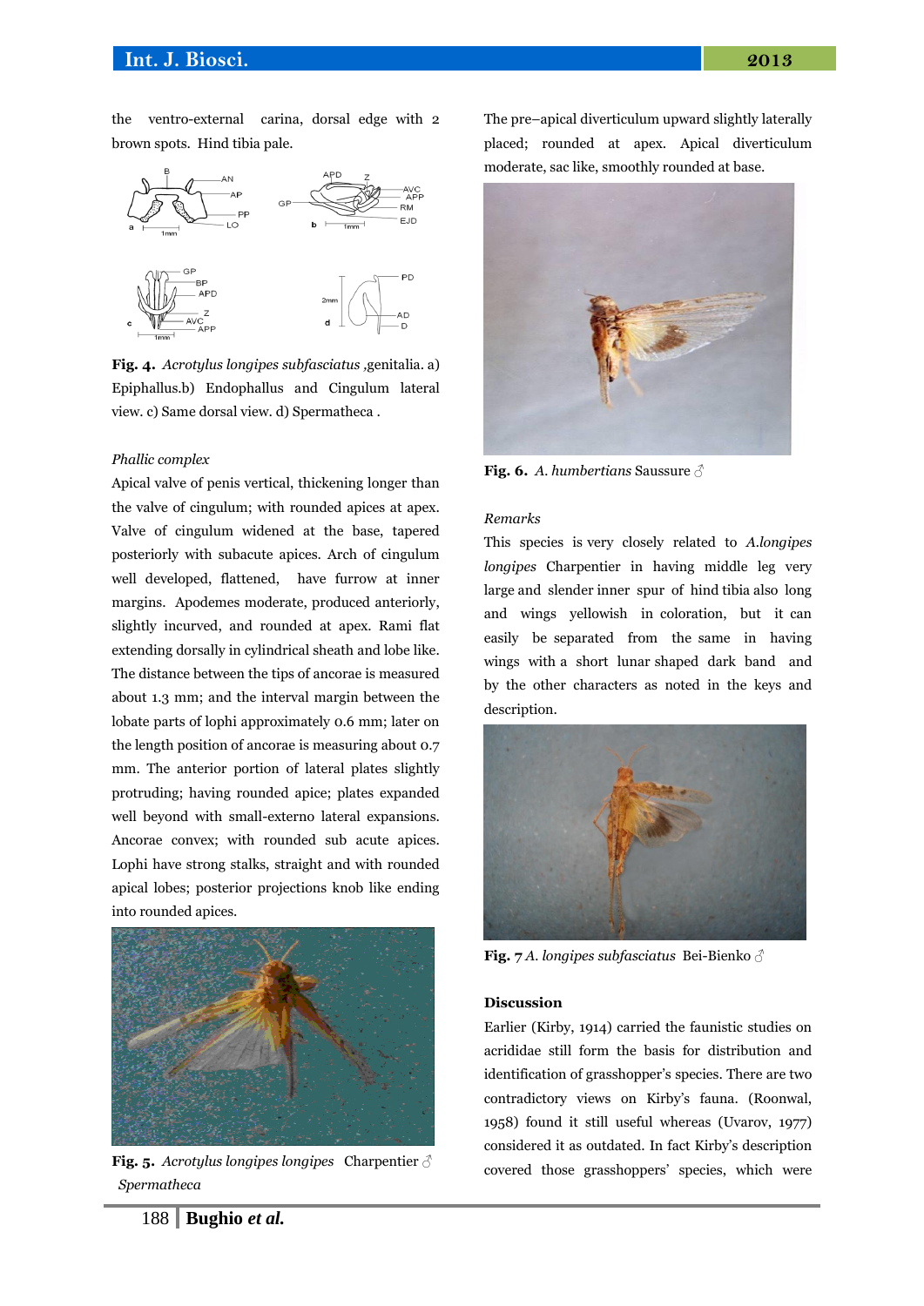the ventro-external carina, dorsal edge with 2 brown spots. Hind tibia pale.

**Fig. 4.** *Acrotylus longipes subfasciatus* ,genitalia. a) Epiphallus.b) Endophallus and Cingulum lateral view. c) Same dorsal view. d) Spermatheca .

*Phallic complex*

Apical valve of penis vertical, thickening longer than the valve of cingulum; with rounded apices at apex. Valve of cingulum widened at the base, tapered posteriorly with subacute apices. Arch of cingulum well developed, flattened, have furrow at inner margins. Apodemes moderate, produced anteriorly, slightly incurved, and rounded at apex. Rami flat extending dorsally in cylindrical sheath and lobe like. The distance between the tips of ancorae is measured about 1.3 mm; and the interval margin between the lobate parts of lophi approximately 0.6 mm; later on the length position of ancorae is measuring about 0.7 mm. The anterior portion of lateral plates slightly protruding; having rounded apice; plates expanded well beyond with small-externo lateral expansions. Ancorae convex; with rounded sub acute apices. Lophi have strong stalks, straight and with rounded apical lobes; posterior projections knob like ending into rounded apices.

**Fig. 5.** *Acrotylus longipes longipes* Charpentier ♂ *Spermatheca*

The pre–apical diverticulum upward slightly laterally placed; rounded at apex. Apical diverticulum moderate, sac like, smoothly rounded at base.

**Fig. 6.** *A. humbertians* Saussure ♂

*Remarks*

This species is very closely related to *A.longipes longipes* Charpentier in having middle leg very large and slender inner spur of hind tibia also long and wings yellowish in coloration, but it can easily be separated from the same in having wings with a short lunar shaped dark band and by the other characters as noted in the keys and description.

**Fig. 7** *A. longipes subfasciatus* Bei-Bienko ♂

**Discussion**

Earlier (Kirby, 1914) carried the faunistic studies on acrididae still form the basis for distribution and identification of grasshopper's species. There are two contradictory views on Kirby's fauna. (Roonwal, 1958) found it still useful whereas (Uvarov, 1977) considered it as outdated. In fact Kirby's description covered those grasshoppers' species, which were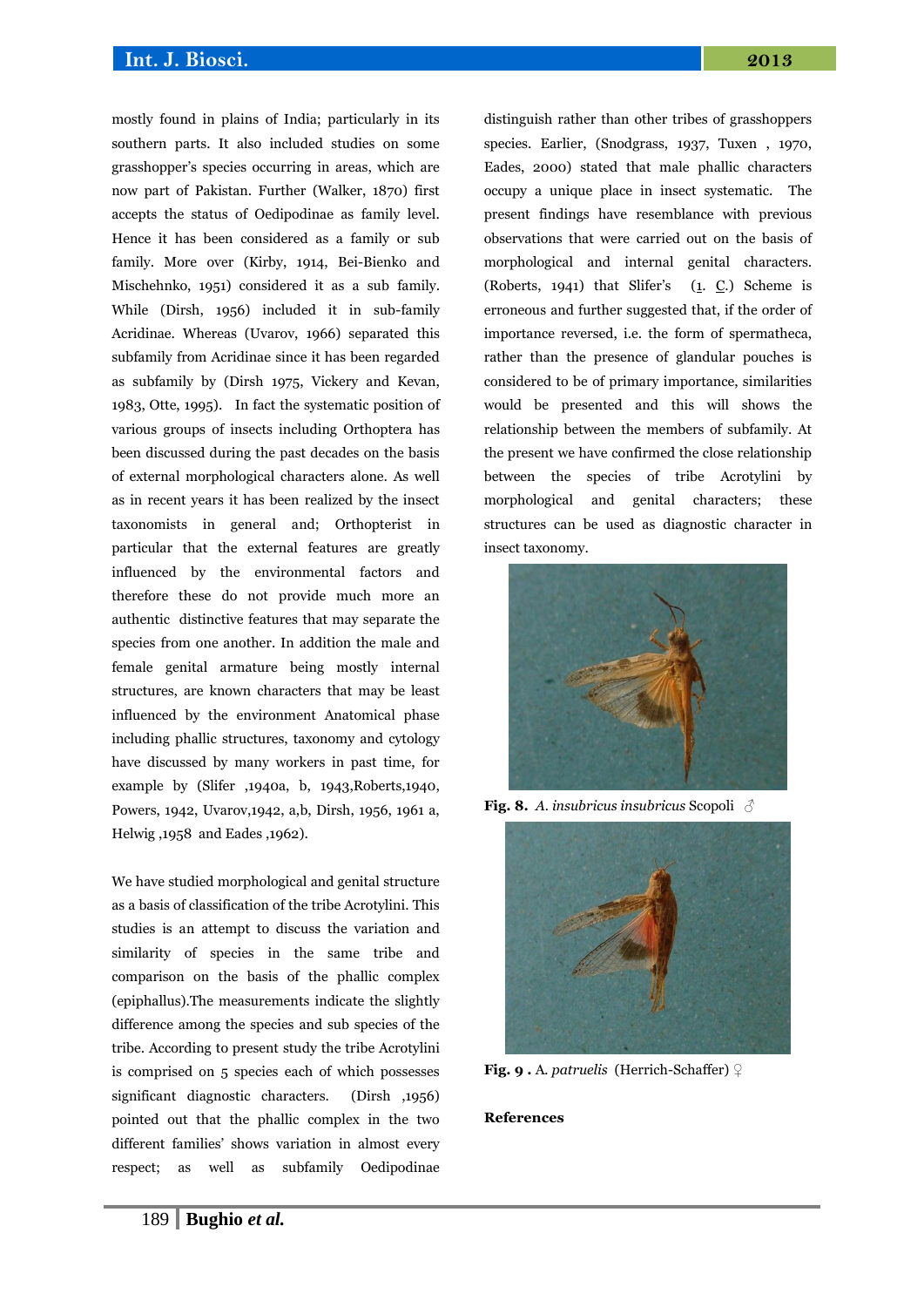mostly found in plains of India; particularly in its southern parts. It also included studies on some grasshopper's species occurring in areas, which are now part of Pakistan. Further (Walker, 1870) first accepts the status of Oedipodinae as family level. Hence it has been considered as a family or sub family. More over (Kirby, 1914, Bei-Bienko and Mischehnko, 1951) considered it as a sub family. While (Dirsh, 1956) included it in sub-family Acridinae. Whereas (Uvarov, 1966) separated this subfamily from Acridinae since it has been regarded as subfamily by (Dirsh 1975, Vickery and Kevan, 1983, Otte, 1995). In fact the systematic position of various groups of insects including Orthoptera has been discussed during the past decades on the basis of external morphological characters alone. As well as in recent years it has been realized by the insect taxonomists in general and; Orthopterist in particular that the external features are greatly influenced by the environmental factors and therefore these do not provide much more an authentic distinctive features that may separate the species from one another. In addition the male and female genital armature being mostly internal structures, are known characters that may be least influenced by the environment Anatomical phase including phallic structures, taxonomy and cytology have discussed by many workers in past time, for example by (Slifer ,1940a, b, 1943,Roberts,1940, Powers, 1942, Uvarov,1942, a,b, Dirsh, 1956, 1961 a, Helwig ,1958 and Eades ,1962).

We have studied morphological and genital structure as a basis of classification of the tribe Acrotylini. This studies is an attempt to discuss the variation and similarity of species in the same tribe and comparison on the basis of the phallic complex (epiphallus).The measurements indicate the slightly difference among the species and sub species of the tribe. According to present study the tribe Acrotylini is comprised on 5 species each of which possesses significant diagnostic characters. (Dirsh ,1956) pointed out that the phallic complex in the two different families' shows variation in almost every respect; as well as subfamily Oedipodinae distinguish rather than other tribes of grasshoppers species. Earlier, (Snodgrass, 1937, Tuxen , 1970, Eades, 2000) stated that male phallic characters occupy a unique place in insect systematic. The present findings have resemblance with previous observations that were carried out on the basis of morphological and internal genital characters. (Roberts, 1941) that Slifer's (1. C.) Scheme is erroneous and further suggested that, if the order of importance reversed, i.e. the form of spermatheca, rather than the presence of glandular pouches is considered to be of primary importance, similarities would be presented and this will shows the relationship between the members of subfamily. At the present we have confirmed the close relationship between the species of tribe Acrotylini by morphological and genital characters; these structures can be used as diagnostic character in insect taxonomy.

**Fig. 8.** *A. insubricus insubricus* Scopoli ♂

**Fig. 9 .** A. *patruelis* (Herrich-Schaffer) ♀

**References**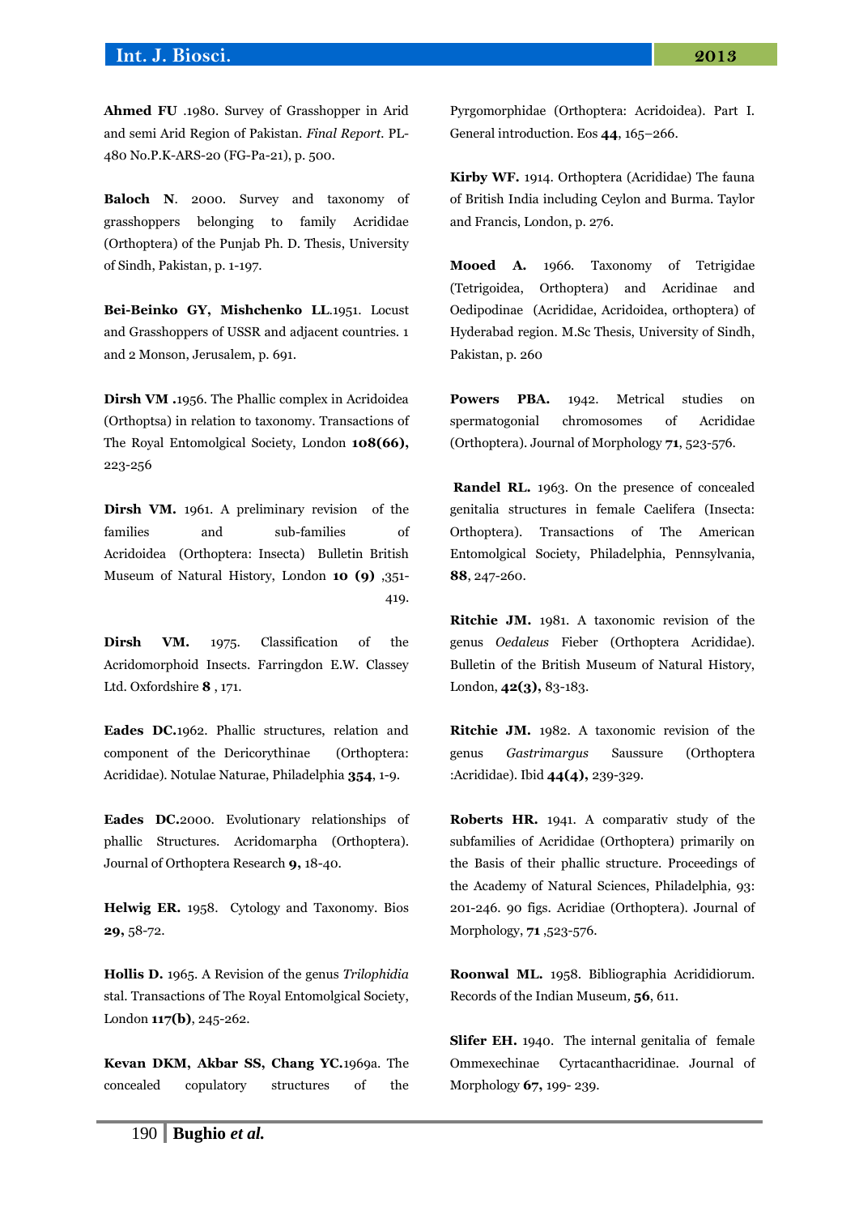**Ahmed FU** .1980. Survey of Grasshopper in Arid and semi Arid Region of Pakistan. *Final Report*. PL-480 No.P.K-ARS-20 (FG-Pa-21), p. 500.

**Baloch N**. 2000. Survey and taxonomy of grasshoppers belonging to family Acrididae (Orthoptera) of the Punjab Ph. D. Thesis, University of Sindh, Pakistan, p. 1-197.

**Bei-Beinko GY, Mishchenko LL**.1951. Locust and Grasshoppers of USSR and adjacent countries. 1 and 2 Monson, Jerusalem, p. 691.

**Dirsh VM .**1956. The Phallic complex in Acridoidea (Orthoptsa) in relation to taxonomy. Transactions of The Royal Entomolgical Society, London **108(66),** 223-256

**Dirsh VM.** 1961. A preliminary revision of the families and sub-families of Acridoidea (Orthoptera: Insecta) Bulletin British Museum of Natural History, London **10 (9)** ,351-419.

**Dirsh VM.** 1975. Classification of the Acridomorphoid Insects. Farringdon E.W. Classey Ltd. Oxfordshire **8** , 171.

**Eades DC.**1962. Phallic structures, relation and component of the Dericorythinae (Orthoptera: Acrididae). Notulae Naturae, Philadelphia **354**, 1-9.

**Eades DC.**2000. Evolutionary relationships of phallic Structures. Acridomarpha (Orthoptera). Journal of Orthoptera Research **9,** 18-40.

**Helwig ER.** 1958. Cytology and Taxonomy. Bios **29,** 58-72.

**Hollis D.** 1965. A Revision of the genus *Trilophidia* stal. Transactions of The Royal Entomolgical Society, London **117(b)**, 245-262.

**Kevan DKM, Akbar SS, Chang YC.**1969a. The concealed copulatory structures of the Pyrgomorphidae (Orthoptera: Acridoidea). Part I. General introduction. Eos **44**, 165–266.

**Kirby WF.** 1914. Orthoptera (Acrididae) The fauna of British India including Ceylon and Burma. Taylor and Francis, London, p. 276.

**Mooed A.** 1966. Taxonomy of Tetrigidae (Tetrigoidea, Orthoptera) and Acridinae and Oedipodinae (Acrididae, Acridoidea, orthoptera) of Hyderabad region. M.Sc Thesis, University of Sindh, Pakistan, p. 260

**Powers PBA.** 1942. Metrical studies on spermatogonial chromosomes of Acrididae (Orthoptera). Journal of Morphology **71**, 523-576.

**Randel RL.** 1963. On the presence of concealed genitalia structures in female Caelifera (Insecta: Orthoptera). Transactions of The American Entomolgical Society, Philadelphia, Pennsylvania, **88**, 247-260.

**Ritchie JM.** 1981. A taxonomic revision of the genus *Oedaleus* Fieber (Orthoptera Acrididae). Bulletin of the British Museum of Natural History, London, **42(3),** 83-183.

**Ritchie JM.** 1982. A taxonomic revision of the genus *Gastrimargus* Saussure (Orthoptera :Acrididae). Ibid **44(4),** 239-329.

**Roberts HR.** 1941. A comparativ study of the subfamilies of Acrididae (Orthoptera) primarily on the Basis of their phallic structure. Proceedings of the Academy of Natural Sciences, Philadelphia, 93: 201-246. 90 figs. Acridiae (Orthoptera). Journal of Morphology, **71** ,523-576.

**Roonwal ML.** 1958. Bibliographia Acrididiorum. Records of the Indian Museum, **56**, 611.

**Slifer EH.** 1940. The internal genitalia of female Ommexechinae Cyrtacanthacridinae. Journal of Morphology **67,** 199- 239.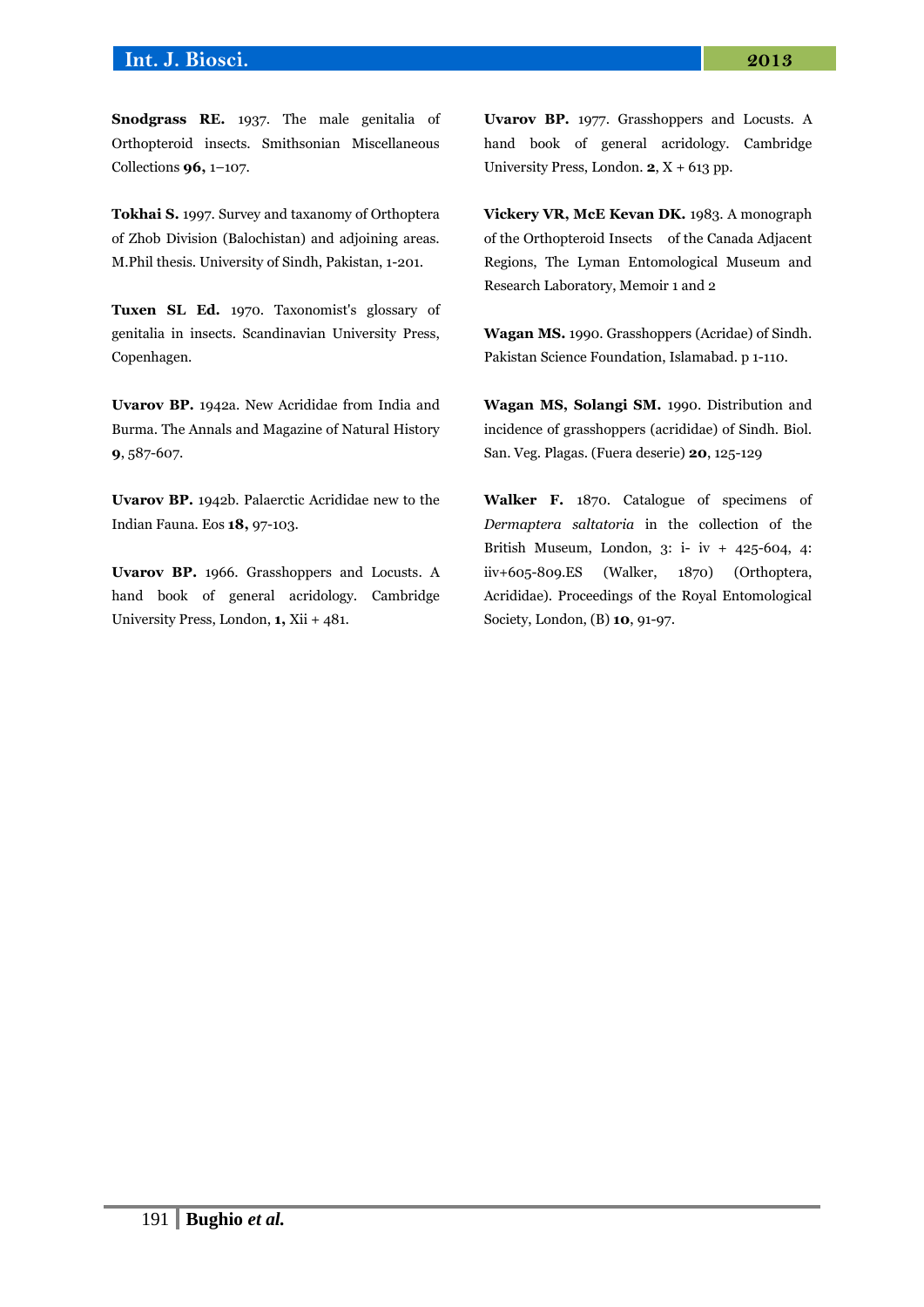**Snodgrass RE.** 1937. The male genitalia of Orthopteroid insects. Smithsonian Miscellaneous Collections **96,** 1–107.

**Tokhai S.** 1997. Survey and taxanomy of Orthoptera of Zhob Division (Balochistan) and adjoining areas. M.Phil thesis. University of Sindh, Pakistan, 1-201.

**Tuxen SL Ed.** 1970. Taxonomist's glossary of genitalia in insects. Scandinavian University Press, Copenhagen.

**Uvarov BP.** 1942a. New Acrididae from India and Burma. The Annals and Magazine of Natural History **9**, 587-607.

**Uvarov BP.** 1942b. Palaerctic Acrididae new to the Indian Fauna. Eos **18,** 97-103.

**Uvarov BP.** 1966. Grasshoppers and Locusts. A hand book of general acridology. Cambridge University Press, London, **1,** Xii + 481.

**Uvarov BP.** 1977. Grasshoppers and Locusts. A hand book of general acridology. Cambridge University Press, London. **2**, X + 613 pp.

**Vickery VR, McE Kevan DK.** 1983. A monograph of the Orthopteroid Insects of the Canada Adjacent Regions, The Lyman Entomological Museum and Research Laboratory, Memoir 1 and 2

**Wagan MS.** 1990. Grasshoppers (Acridae) of Sindh. Pakistan Science Foundation, Islamabad. p 1-110.

**Wagan MS, Solangi SM.** 1990. Distribution and incidence of grasshoppers (acrididae) of Sindh. Biol. San. Veg. Plagas. (Fuera deserie) **20**, 125-129

**Walker F.** 1870. Catalogue of specimens of *Dermaptera saltatoria* in the collection of the British Museum, London, 3: i- iv + 425-604, 4: iiv+605-809.ES (Walker, 1870) (Orthoptera, Acrididae). Proceedings of the Royal Entomological Society, London, (B) **10**, 91-97.